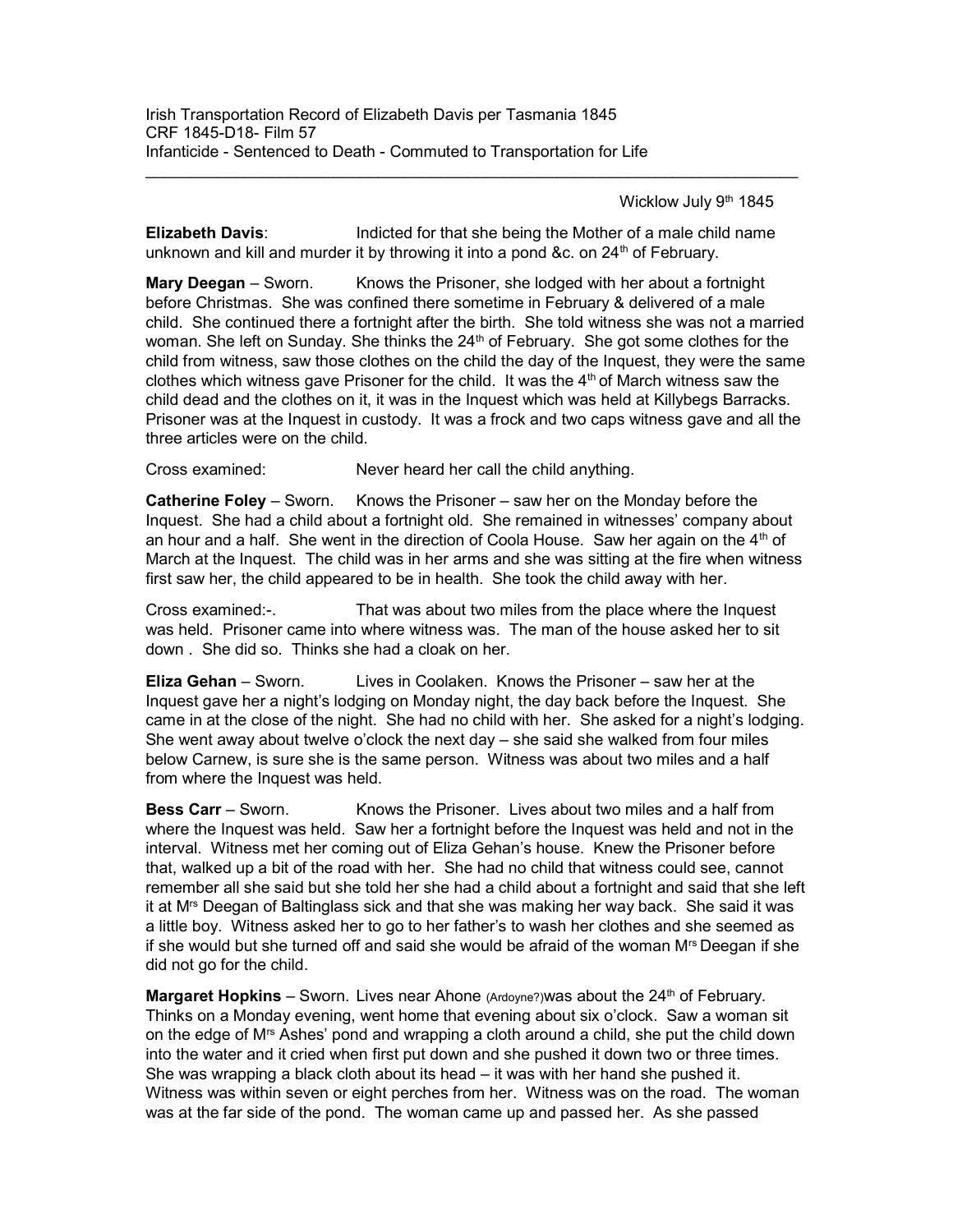Irish Transportation Record of Elizabeth Davis per Tasmania 1845
CRF 1845-D18- Film 57
Infanticide - Sentenced to Death - Commuted to Transportation for Life

---

Wicklow July 9th 1845

**Elizabeth Davis**: Indicted for that she being the Mother of a male child name unknown and kill and murder it by throwing it into a pond &c. on 24th of February.

**Mary Deegan** – Sworn. Knows the Prisoner, she lodged with her about a fortnight before Christmas. She was confined there sometime in February & delivered of a male child. She continued there a fortnight after the birth. She told witness she was not a married woman. She left on Sunday. She thinks the 24th of February. She got some clothes for the child from witness, saw those clothes on the child the day of the Inquest, they were the same clothes which witness gave Prisoner for the child. It was the 4th of March witness saw the child dead and the clothes on it, it was in the Inquest which was held at Killybegs Barracks. Prisoner was at the Inquest in custody. It was a frock and two caps witness gave and all the three articles were on the child.

Cross examined: Never heard her call the child anything.

**Catherine Foley** – Sworn. Knows the Prisoner – saw her on the Monday before the Inquest. She had a child about a fortnight old. She remained in witnesses' company about an hour and a half. She went in the direction of Coola House. Saw her again on the 4th of March at the Inquest. The child was in her arms and she was sitting at the fire when witness first saw her, the child appeared to be in health. She took the child away with her.

Cross examined:-. That was about two miles from the place where the Inquest was held. Prisoner came into where witness was. The man of the house asked her to sit down . She did so. Thinks she had a cloak on her.

**Eliza Gehan** – Sworn. Lives in Coolaken. Knows the Prisoner – saw her at the Inquest gave her a night's lodging on Monday night, the day back before the Inquest. She came in at the close of the night. She had no child with her. She asked for a night's lodging. She went away about twelve o'clock the next day – she said she walked from four miles below Carnew, is sure she is the same person. Witness was about two miles and a half from where the Inquest was held.

**Bess Carr** – Sworn. Knows the Prisoner. Lives about two miles and a half from where the Inquest was held. Saw her a fortnight before the Inquest was held and not in the interval. Witness met her coming out of Eliza Gehan's house. Knew the Prisoner before that, walked up a bit of the road with her. She had no child that witness could see, cannot remember all she said but she told her she had a child about a fortnight and said that she left it at Mrs Deegan of Baltinglass sick and that she was making her way back. She said it was a little boy. Witness asked her to go to her father's to wash her clothes and she seemed as if she would but she turned off and said she would be afraid of the woman Mrs Deegan if she did not go for the child.

**Margaret Hopkins** – Sworn. Lives near Ahone (Ardoyne?)was about the 24th of February. Thinks on a Monday evening, went home that evening about six o'clock. Saw a woman sit on the edge of Mrs Ashes' pond and wrapping a cloth around a child, she put the child down into the water and it cried when first put down and she pushed it down two or three times. She was wrapping a black cloth about its head – it was with her hand she pushed it. Witness was within seven or eight perches from her. Witness was on the road. The woman was at the far side of the pond. The woman came up and passed her. As she passed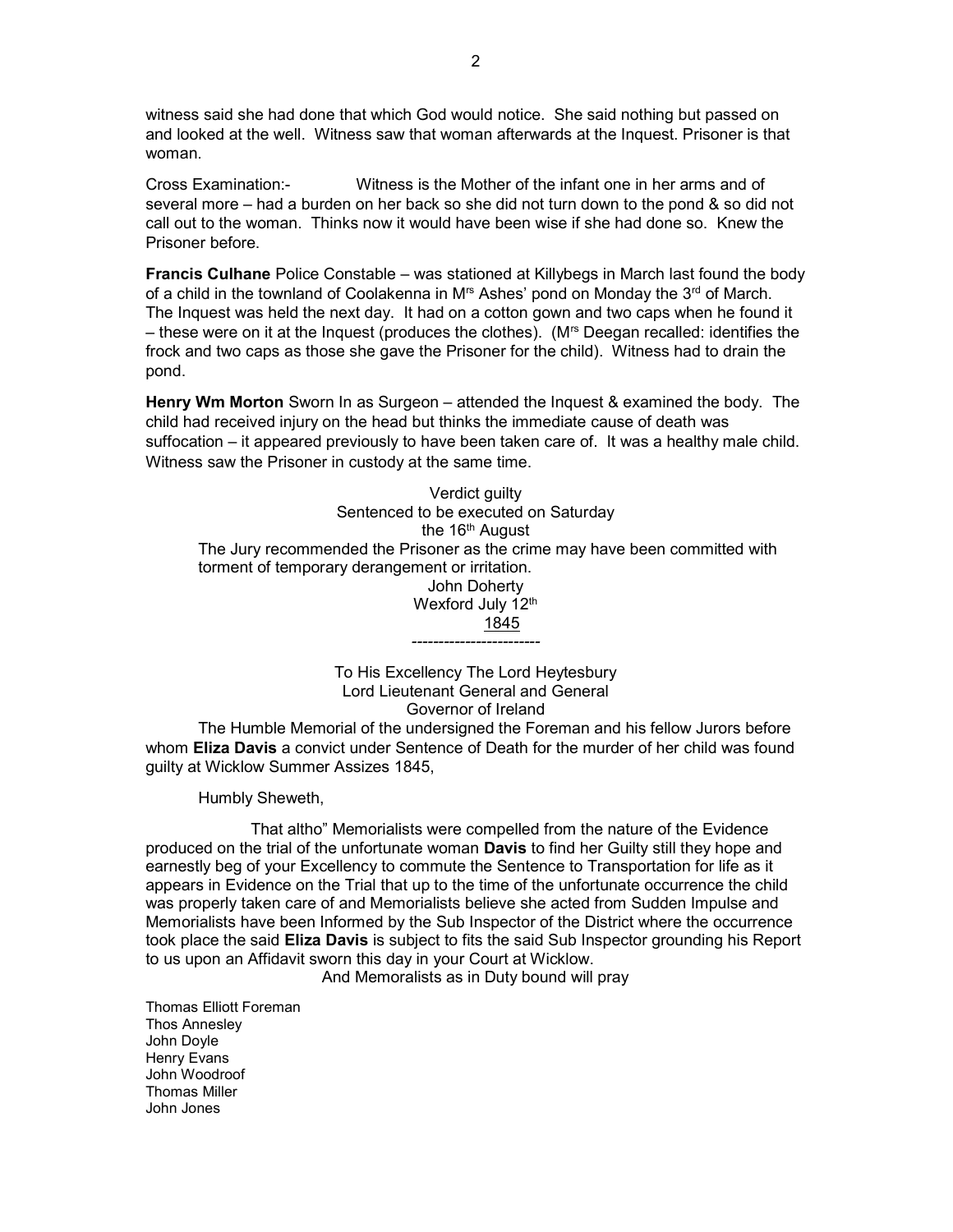witness said she had done that which God would notice. She said nothing but passed on and looked at the well. Witness saw that woman afterwards at the Inquest. Prisoner is that woman.

Cross Examination:- Witness is the Mother of the infant one in her arms and of several more – had a burden on her back so she did not turn down to the pond & so did not call out to the woman. Thinks now it would have been wise if she had done so. Knew the Prisoner before.

**Francis Culhane** Police Constable – was stationed at Killybegs in March last found the body of a child in the townland of Coolakenna in Mrs Ashes' pond on Monday the 3rd of March. The Inquest was held the next day. It had on a cotton gown and two caps when he found it – these were on it at the Inquest (produces the clothes). (Mrs Deegan recalled: identifies the frock and two caps as those she gave the Prisoner for the child). Witness had to drain the pond.

**Henry Wm Morton** Sworn In as Surgeon – attended the Inquest & examined the body. The child had received injury on the head but thinks the immediate cause of death was suffocation – it appeared previously to have been taken care of. It was a healthy male child. Witness saw the Prisoner in custody at the same time.

Verdict guilty
Sentenced to be executed on Saturday
the 16th August

The Jury recommended the Prisoner as the crime may have been committed with torment of temporary derangement or irritation.

John Doherty
Wexford July 12th
1845

---

To His Excellency The Lord Heytesbury
Lord Lieutenant General and General
Governor of Ireland

The Humble Memorial of the undersigned the Foreman and his fellow Jurors before whom **Eliza Davis** a convict under Sentence of Death for the murder of her child was found guilty at Wicklow Summer Assizes 1845,

Humbly Sheweth,

That altho" Memorialists were compelled from the nature of the Evidence produced on the trial of the unfortunate woman **Davis** to find her Guilty still they hope and earnestly beg of your Excellency to commute the Sentence to Transportation for life as it appears in Evidence on the Trial that up to the time of the unfortunate occurrence the child was properly taken care of and Memorialists believe she acted from Sudden Impulse and Memorialists have been Informed by the Sub Inspector of the District where the occurrence took place the said **Eliza Davis** is subject to fits the said Sub Inspector grounding his Report to us upon an Affidavit sworn this day in your Court at Wicklow.

And Memoralists as in Duty bound will pray

Thomas Elliott Foreman
Thos Annesley
John Doyle
Henry Evans
John Woodroof
Thomas Miller
John Jones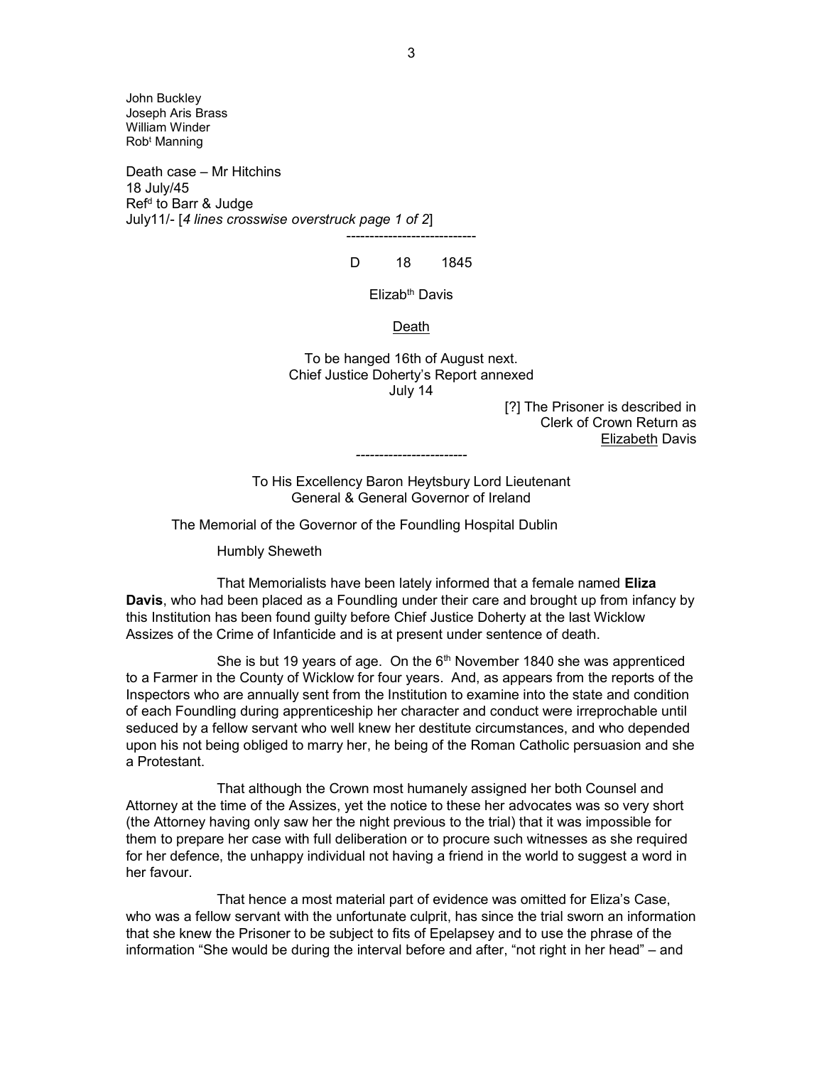John Buckley
Joseph Aris Brass
William Winder
Rob[t] Manning

Death case – Mr Hitchins
18 July/45
Ref[d] to Barr & Judge
July11/- [*4 lines crosswise overstruck page 1 of 2*]

----------------------------

D 18 1845

Elizab[th] Davis

<u>Death</u>

To be hanged 16th of August next.
Chief Justice Doherty's Report annexed
July 14

[?] The Prisoner is described in Clerk of Crown Return as <u>Elizabeth</u> Davis

------------------------

To His Excellency Baron Heytsbury Lord Lieutenant
General & General Governor of Ireland

The Memorial of the Governor of the Foundling Hospital Dublin

Humbly Sheweth

That Memorialists have been lately informed that a female named **Eliza Davis**, who had been placed as a Foundling under their care and brought up from infancy by this Institution has been found guilty before Chief Justice Doherty at the last Wicklow Assizes of the Crime of Infanticide and is at present under sentence of death.

She is but 19 years of age. On the 6[th] November 1840 she was apprenticed to a Farmer in the County of Wicklow for four years. And, as appears from the reports of the Inspectors who are annually sent from the Institution to examine into the state and condition of each Foundling during apprenticeship her character and conduct were irreprochable until seduced by a fellow servant who well knew her destitute circumstances, and who depended upon his not being obliged to marry her, he being of the Roman Catholic persuasion and she a Protestant.

That although the Crown most humanely assigned her both Counsel and Attorney at the time of the Assizes, yet the notice to these her advocates was so very short (the Attorney having only saw her the night previous to the trial) that it was impossible for them to prepare her case with full deliberation or to procure such witnesses as she required for her defence, the unhappy individual not having a friend in the world to suggest a word in her favour.

That hence a most material part of evidence was omitted for Eliza's Case, who was a fellow servant with the unfortunate culprit, has since the trial sworn an information that she knew the Prisoner to be subject to fits of Epelapsey and to use the phrase of the information "She would be during the interval before and after, "not right in her head" – and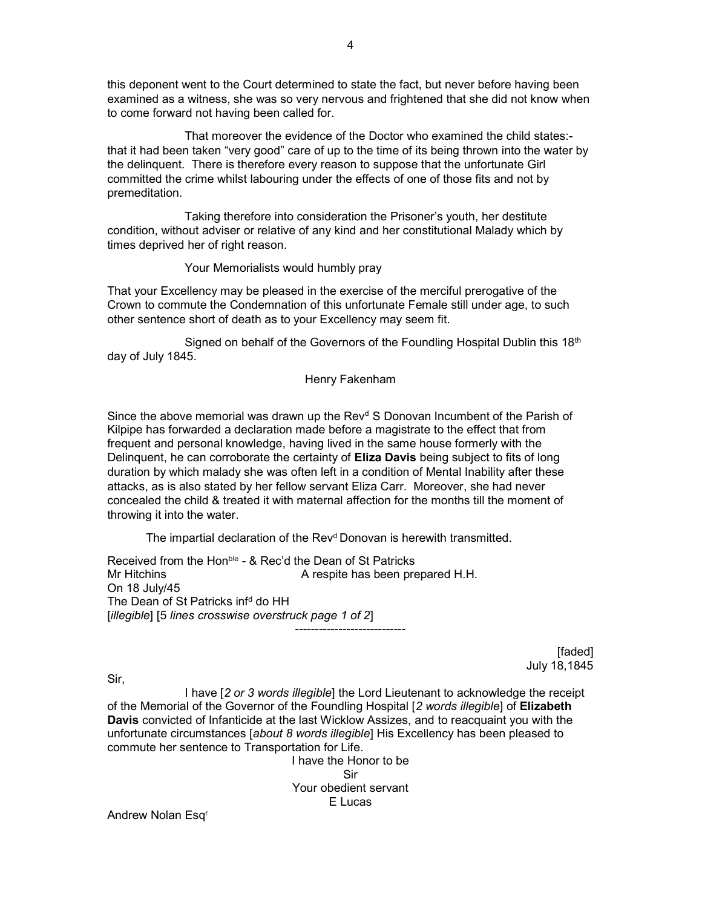this deponent went to the Court determined to state the fact, but never before having been examined as a witness, she was so very nervous and frightened that she did not know when to come forward not having been called for.

That moreover the evidence of the Doctor who examined the child states:- that it had been taken "very good" care of up to the time of its being thrown into the water by the delinquent. There is therefore every reason to suppose that the unfortunate Girl committed the crime whilst labouring under the effects of one of those fits and not by premeditation.

Taking therefore into consideration the Prisoner's youth, her destitute condition, without adviser or relative of any kind and her constitutional Malady which by times deprived her of right reason.

Your Memorialists would humbly pray

That your Excellency may be pleased in the exercise of the merciful prerogative of the Crown to commute the Condemnation of this unfortunate Female still under age, to such other sentence short of death as to your Excellency may seem fit.

Signed on behalf of the Governors of the Foundling Hospital Dublin this 18th day of July 1845.

Henry Fakenham

Since the above memorial was drawn up the Revd S Donovan Incumbent of the Parish of Kilpipe has forwarded a declaration made before a magistrate to the effect that from frequent and personal knowledge, having lived in the same house formerly with the Delinquent, he can corroborate the certainty of **Eliza Davis** being subject to fits of long duration by which malady she was often left in a condition of Mental Inability after these attacks, as is also stated by her fellow servant Eliza Carr. Moreover, she had never concealed the child & treated it with maternal affection for the months till the moment of throwing it into the water.

The impartial declaration of the Revd Donovan is herewith transmitted.

Received from the Honble - & Rec'd the Dean of St Patricks
Mr Hitchins                A respite has been prepared H.H.
On 18 July/45
The Dean of St Patricks infd do HH
[*illegible*] [*5 lines crosswise overstruck page 1 of 2*]

----------------------------

[faded]
July 18,1845

Sir,

I have [*2 or 3 words illegible*] the Lord Lieutenant to acknowledge the receipt of the Memorial of the Governor of the Foundling Hospital [*2 words illegible*] of **Elizabeth Davis** convicted of Infanticide at the last Wicklow Assizes, and to reacquaint you with the unfortunate circumstances [*about 8 words illegible*] His Excellency has been pleased to commute her sentence to Transportation for Life.

I have the Honor to be
Sir
Your obedient servant
E Lucas

Andrew Nolan Esqr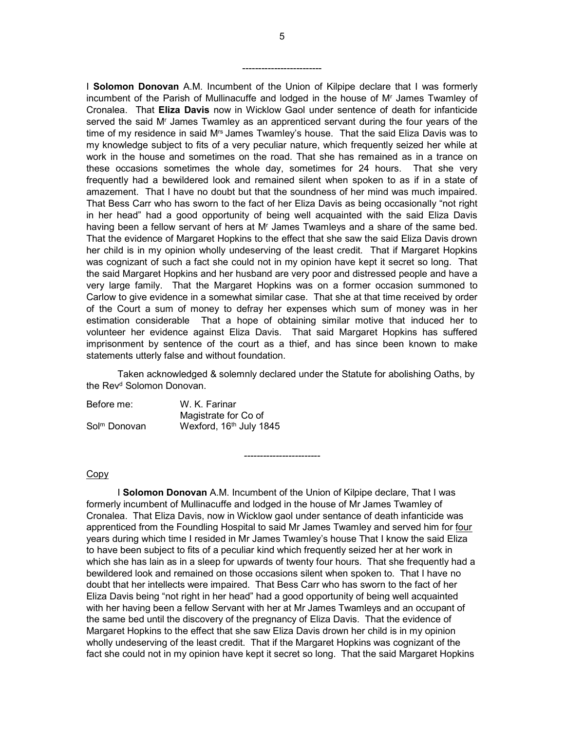------------------------

I **Solomon Donovan** A.M. Incumbent of the Union of Kilpipe declare that I was formerly incumbent of the Parish of Mullinacuffe and lodged in the house of Mr James Twamley of Cronalea. That **Eliza Davis** now in Wicklow Gaol under sentence of death for infanticide served the said Mr James Twamley as an apprenticed servant during the four years of the time of my residence in said Mrs James Twamley's house. That the said Eliza Davis was to my knowledge subject to fits of a very peculiar nature, which frequently seized her while at work in the house and sometimes on the road. That she has remained as in a trance on these occasions sometimes the whole day, sometimes for 24 hours. That she very frequently had a bewildered look and remained silent when spoken to as if in a state of amazement. That I have no doubt but that the soundness of her mind was much impaired. That Bess Carr who has sworn to the fact of her Eliza Davis as being occasionally "not right in her head" had a good opportunity of being well acquainted with the said Eliza Davis having been a fellow servant of hers at Mr James Twamleys and a share of the same bed. That the evidence of Margaret Hopkins to the effect that she saw the said Eliza Davis drown her child is in my opinion wholly undeserving of the least credit. That if Margaret Hopkins was cognizant of such a fact she could not in my opinion have kept it secret so long. That the said Margaret Hopkins and her husband are very poor and distressed people and have a very large family. That the Margaret Hopkins was on a former occasion summoned to Carlow to give evidence in a somewhat similar case. That she at that time received by order of the Court a sum of money to defray her expenses which sum of money was in her estimation considerable That a hope of obtaining similar motive that induced her to volunteer her evidence against Eliza Davis. That said Margaret Hopkins has suffered imprisonment by sentence of the court as a thief, and has since been known to make statements utterly false and without foundation.

Taken acknowledged & solemnly declared under the Statute for abolishing Oaths, by the Revd Solomon Donovan.

| Before me: | W. K. Farinar |
|---|---|
| | Magistrate for Co of |
| Solm Donovan | Wexford, 16th July 1845 |

-----------------------

Copy

I **Solomon Donovan** A.M. Incumbent of the Union of Kilpipe declare, That I was formerly incumbent of Mullinacuffe and lodged in the house of Mr James Twamley of Cronalea. That Eliza Davis, now in Wicklow gaol under sentance of death infanticide was apprenticed from the Foundling Hospital to said Mr James Twamley and served him for four years during which time I resided in Mr James Twamley's house That I know the said Eliza to have been subject to fits of a peculiar kind which frequently seized her at her work in which she has lain as in a sleep for upwards of twenty four hours. That she frequently had a bewildered look and remained on those occasions silent when spoken to. That I have no doubt that her intellects were impaired. That Bess Carr who has sworn to the fact of her Eliza Davis being "not right in her head" had a good opportunity of being well acquainted with her having been a fellow Servant with her at Mr James Twamleys and an occupant of the same bed until the discovery of the pregnancy of Eliza Davis. That the evidence of Margaret Hopkins to the effect that she saw Eliza Davis drown her child is in my opinion wholly undeserving of the least credit. That if the Margaret Hopkins was cognizant of the fact she could not in my opinion have kept it secret so long. That the said Margaret Hopkins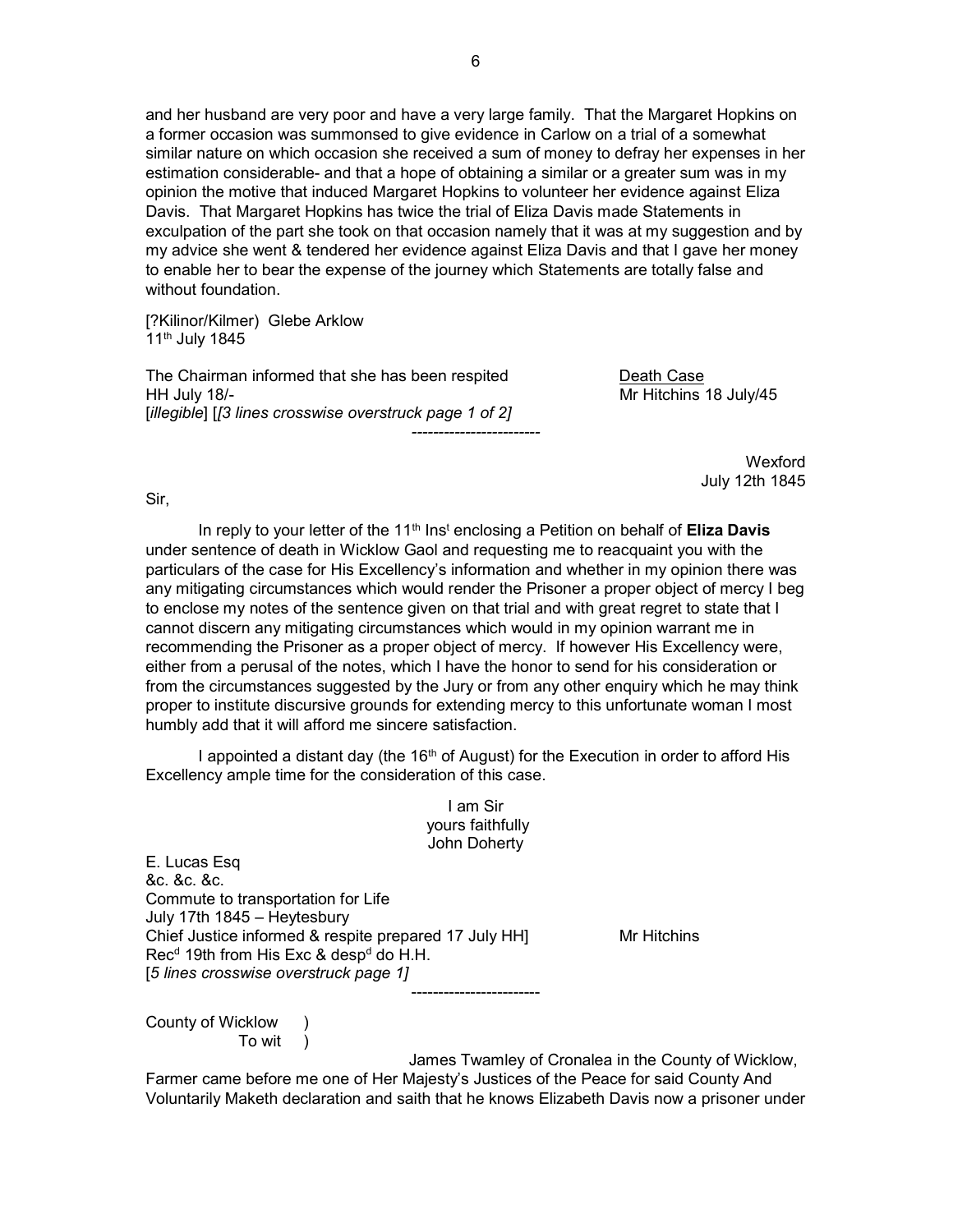and her husband are very poor and have a very large family. That the Margaret Hopkins on a former occasion was summonsed to give evidence in Carlow on a trial of a somewhat similar nature on which occasion she received a sum of money to defray her expenses in her estimation considerable- and that a hope of obtaining a similar or a greater sum was in my opinion the motive that induced Margaret Hopkins to volunteer her evidence against Eliza Davis. That Margaret Hopkins has twice the trial of Eliza Davis made Statements in exculpation of the part she took on that occasion namely that it was at my suggestion and by my advice she went & tendered her evidence against Eliza Davis and that I gave her money to enable her to bear the expense of the journey which Statements are totally false and without foundation.

[?Kilinor/Kilmer) Glebe Arklow
11th July 1845

The Chairman informed that she has been respited
HH July 18/-
[*illegible*] [*[3 lines crosswise overstruck page 1 of 2]*

Death Case
Mr Hitchins 18 July/45

-----------------------

Wexford
July 12th 1845

Sir,

In reply to your letter of the 11th Inst enclosing a Petition on behalf of **Eliza Davis** under sentence of death in Wicklow Gaol and requesting me to reacquaint you with the particulars of the case for His Excellency's information and whether in my opinion there was any mitigating circumstances which would render the Prisoner a proper object of mercy I beg to enclose my notes of the sentence given on that trial and with great regret to state that I cannot discern any mitigating circumstances which would in my opinion warrant me in recommending the Prisoner as a proper object of mercy. If however His Excellency were, either from a perusal of the notes, which I have the honor to send for his consideration or from the circumstances suggested by the Jury or from any other enquiry which he may think proper to institute discursive grounds for extending mercy to this unfortunate woman I most humbly add that it will afford me sincere satisfaction.

I appointed a distant day (the 16th of August) for the Execution in order to afford His Excellency ample time for the consideration of this case.

I am Sir
yours faithfully
John Doherty

E. Lucas Esq
&c. &c. &c.
Commute to transportation for Life
July 17th 1845 – Heytesbury
Chief Justice informed & respite prepared 17 July HH]
Recd 19th from His Exc & despd do H.H.
[*5 lines crosswise overstruck page 1]*

Mr Hitchins

-----------------------

County of Wicklow )
To wit )

James Twamley of Cronalea in the County of Wicklow, Farmer came before me one of Her Majesty's Justices of the Peace for said County And Voluntarily Maketh declaration and saith that he knows Elizabeth Davis now a prisoner under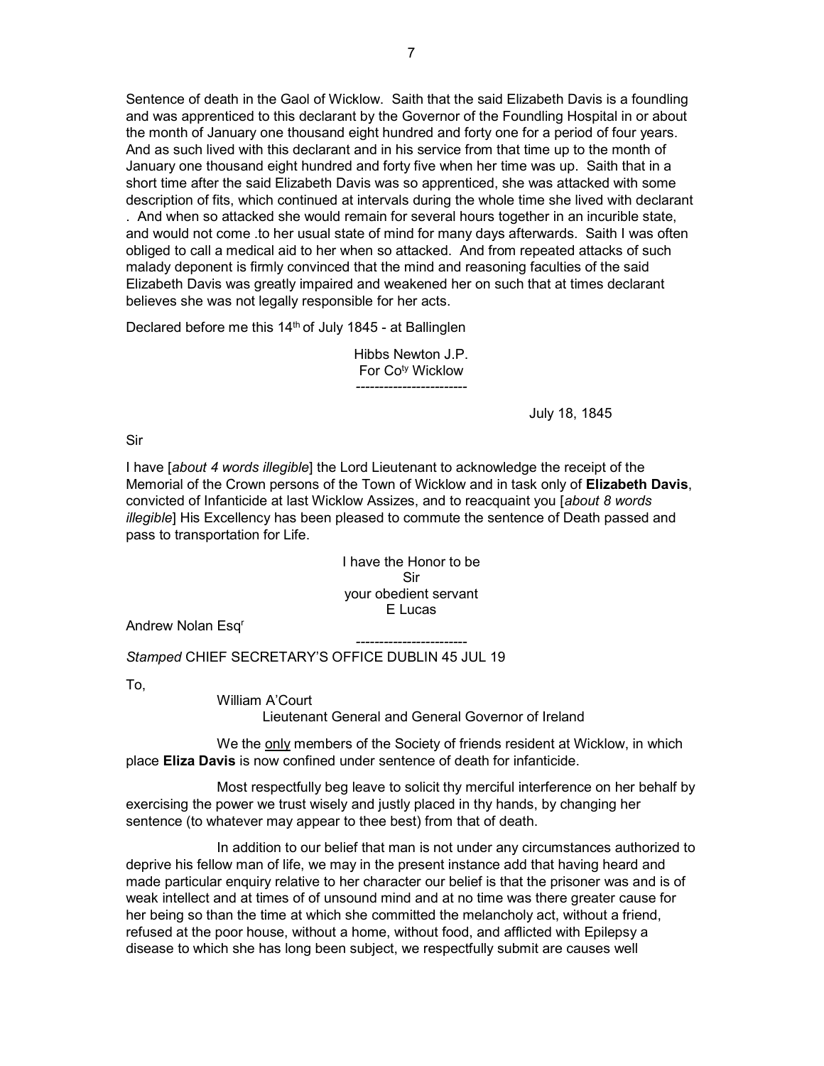Sentence of death in the Gaol of Wicklow. Saith that the said Elizabeth Davis is a foundling and was apprenticed to this declarant by the Governor of the Foundling Hospital in or about the month of January one thousand eight hundred and forty one for a period of four years. And as such lived with this declarant and in his service from that time up to the month of January one thousand eight hundred and forty five when her time was up. Saith that in a short time after the said Elizabeth Davis was so apprenticed, she was attacked with some description of fits, which continued at intervals during the whole time she lived with declarant . And when so attacked she would remain for several hours together in an incurible state, and would not come .to her usual state of mind for many days afterwards. Saith I was often obliged to call a medical aid to her when so attacked. And from repeated attacks of such malady deponent is firmly convinced that the mind and reasoning faculties of the said Elizabeth Davis was greatly impaired and weakened her on such that at times declarant believes she was not legally responsible for her acts.

Declared before me this 14th of July 1845 - at Ballinglen

Hibbs Newton J.P.
For Coty Wicklow

------------------------

July 18, 1845

Sir

I have [*about 4 words illegible*] the Lord Lieutenant to acknowledge the receipt of the Memorial of the Crown persons of the Town of Wicklow and in task only of **Elizabeth Davis**, convicted of Infanticide at last Wicklow Assizes, and to reacquaint you [*about 8 words illegible*] His Excellency has been pleased to commute the sentence of Death passed and pass to transportation for Life.

I have the Honor to be
Sir
your obedient servant
E Lucas

Andrew Nolan Esqr

------------------------

*Stamped* CHIEF SECRETARY'S OFFICE DUBLIN 45 JUL 19

To,

William A'Court
Lieutenant General and General Governor of Ireland

We the only members of the Society of friends resident at Wicklow, in which place **Eliza Davis** is now confined under sentence of death for infanticide.

Most respectfully beg leave to solicit thy merciful interference on her behalf by exercising the power we trust wisely and justly placed in thy hands, by changing her sentence (to whatever may appear to thee best) from that of death.

In addition to our belief that man is not under any circumstances authorized to deprive his fellow man of life, we may in the present instance add that having heard and made particular enquiry relative to her character our belief is that the prisoner was and is of weak intellect and at times of of unsound mind and at no time was there greater cause for her being so than the time at which she committed the melancholy act, without a friend, refused at the poor house, without a home, without food, and afflicted with Epilepsy a disease to which she has long been subject, we respectfully submit are causes well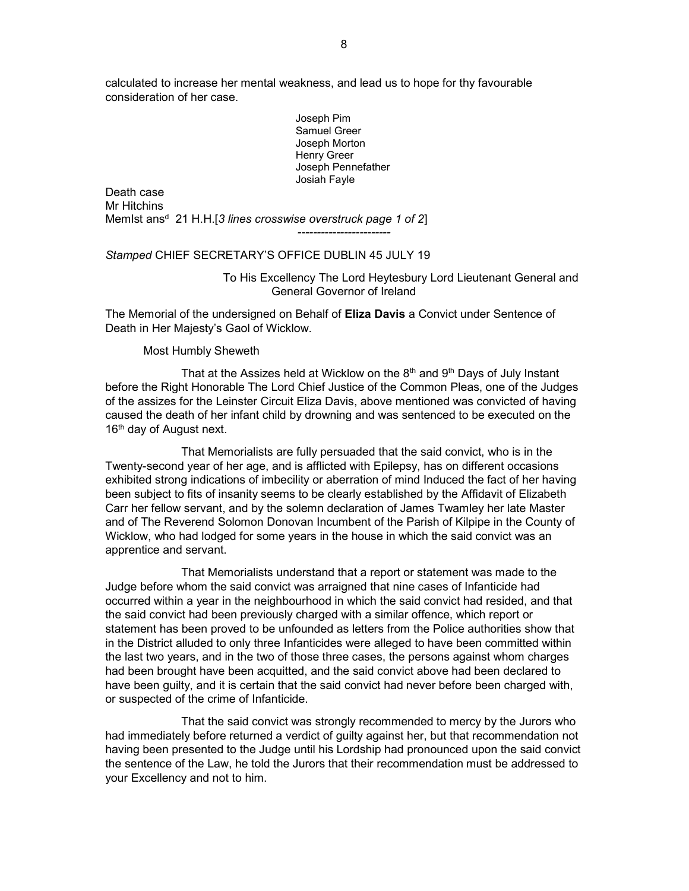calculated to increase her mental weakness, and lead us to hope for thy favourable consideration of her case.

Joseph Pim
Samuel Greer
Joseph Morton
Henry Greer
Joseph Pennefather
Josiah Fayle

Death case
Mr Hitchins
Memlst ans[d] 21 H.H.[*3 lines crosswise overstruck page 1 of 2*]

------------------------

*Stamped* CHIEF SECRETARY'S OFFICE DUBLIN 45 JULY 19

To His Excellency The Lord Heytesbury Lord Lieutenant General and General Governor of Ireland

The Memorial of the undersigned on Behalf of **Eliza Davis** a Convict under Sentence of Death in Her Majesty's Gaol of Wicklow.

Most Humbly Sheweth

That at the Assizes held at Wicklow on the 8th and 9th Days of July Instant before the Right Honorable The Lord Chief Justice of the Common Pleas, one of the Judges of the assizes for the Leinster Circuit Eliza Davis, above mentioned was convicted of having caused the death of her infant child by drowning and was sentenced to be executed on the 16th day of August next.

That Memorialists are fully persuaded that the said convict, who is in the Twenty-second year of her age, and is afflicted with Epilepsy, has on different occasions exhibited strong indications of imbecility or aberration of mind Induced the fact of her having been subject to fits of insanity seems to be clearly established by the Affidavit of Elizabeth Carr her fellow servant, and by the solemn declaration of James Twamley her late Master and of The Reverend Solomon Donovan Incumbent of the Parish of Kilpipe in the County of Wicklow, who had lodged for some years in the house in which the said convict was an apprentice and servant.

That Memorialists understand that a report or statement was made to the Judge before whom the said convict was arraigned that nine cases of Infanticide had occurred within a year in the neighbourhood in which the said convict had resided, and that the said convict had been previously charged with a similar offence, which report or statement has been proved to be unfounded as letters from the Police authorities show that in the District alluded to only three Infanticides were alleged to have been committed within the last two years, and in the two of those three cases, the persons against whom charges had been brought have been acquitted, and the said convict above had been declared to have been guilty, and it is certain that the said convict had never before been charged with, or suspected of the crime of Infanticide.

That the said convict was strongly recommended to mercy by the Jurors who had immediately before returned a verdict of guilty against her, but that recommendation not having been presented to the Judge until his Lordship had pronounced upon the said convict the sentence of the Law, he told the Jurors that their recommendation must be addressed to your Excellency and not to him.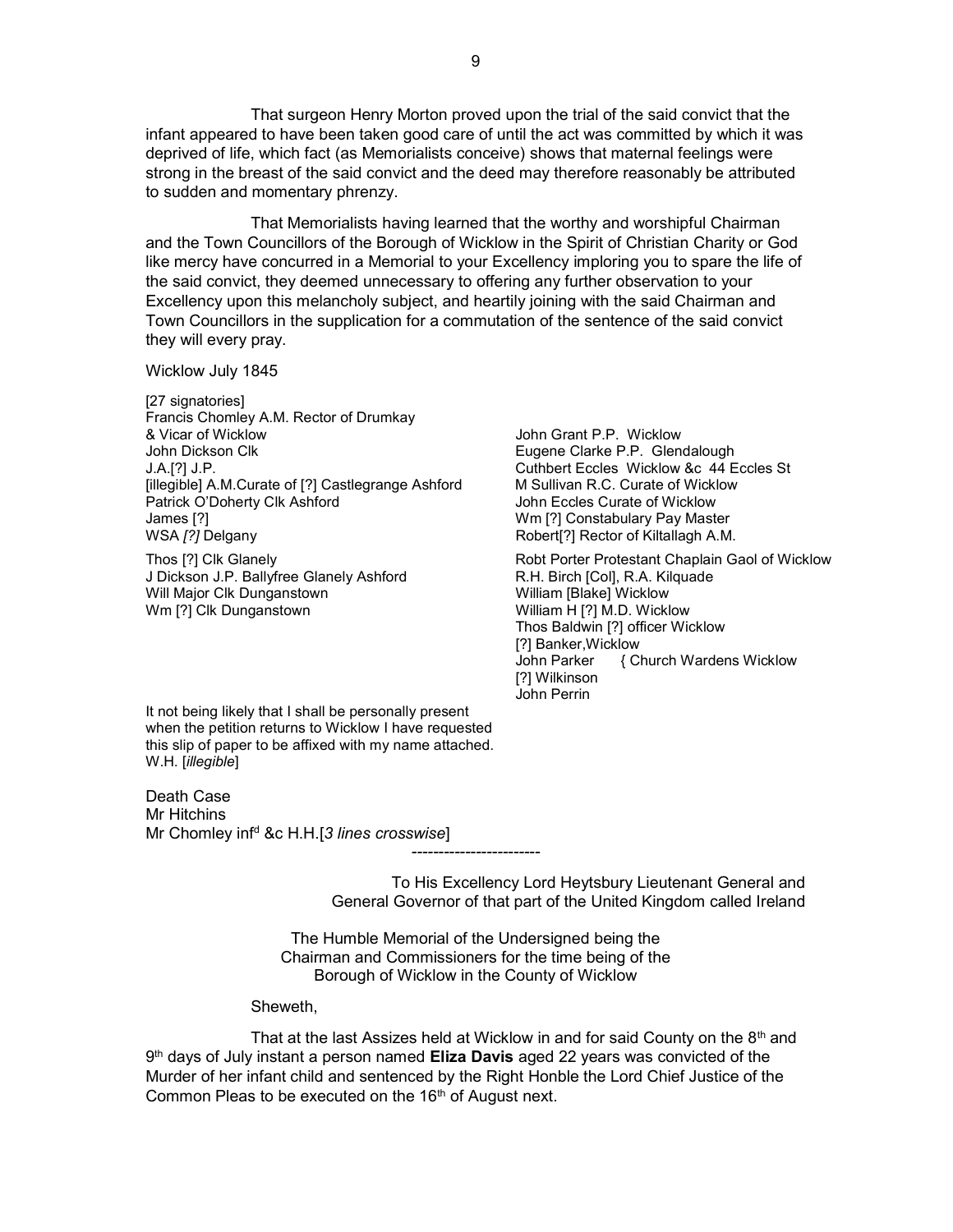That surgeon Henry Morton proved upon the trial of the said convict that the infant appeared to have been taken good care of until the act was committed by which it was deprived of life, which fact (as Memorialists conceive) shows that maternal feelings were strong in the breast of the said convict and the deed may therefore reasonably be attributed to sudden and momentary phrenzy.

That Memorialists having learned that the worthy and worshipful Chairman and the Town Councillors of the Borough of Wicklow in the Spirit of Christian Charity or God like mercy have concurred in a Memorial to your Excellency imploring you to spare the life of the said convict, they deemed unnecessary to offering any further observation to your Excellency upon this melancholy subject, and heartily joining with the said Chairman and Town Councillors in the supplication for a commutation of the sentence of the said convict they will every pray.

Wicklow July 1845

[27 signatories]
Francis Chomley A.M. Rector of Drumkay & Vicar of Wicklow
John Dickson Clk
J.A.[?] J.P.
[illegible] A.M.Curate of [?] Castlegrange Ashford
Patrick O'Doherty Clk Ashford
James [?]
WSA *[?]* Delgany

Thos [?] Clk Glanely
J Dickson J.P. Ballyfree Glanely Ashford
Will Major Clk Dunganstown
Wm [?] Clk Dunganstown

John Grant P.P. Wicklow
Eugene Clarke P.P. Glendalough
Cuthbert Eccles Wicklow &c 44 Eccles St
M Sullivan R.C. Curate of Wicklow
John Eccles Curate of Wicklow
Wm [?] Constabulary Pay Master
Robert[?] Rector of Kiltallagh A.M.

Robt Porter Protestant Chaplain Gaol of Wicklow
R.H. Birch [Col], R.A. Kilquade
William [Blake] Wicklow
William H [?] M.D. Wicklow
Thos Baldwin [?] officer Wicklow
[?] Banker,Wicklow
John Parker { Church Wardens Wicklow
[?] Wilkinson
John Perrin

It not being likely that I shall be personally present when the petition returns to Wicklow I have requested this slip of paper to be affixed with my name attached.
W.H. [*illegible*]

Death Case
Mr Hitchins
Mr Chomley inf[d] &c H.H.[*3 lines crosswise*]

---

To His Excellency Lord Heytsbury Lieutenant General and General Governor of that part of the United Kingdom called Ireland

The Humble Memorial of the Undersigned being the Chairman and Commissioners for the time being of the Borough of Wicklow in the County of Wicklow

Sheweth,

That at the last Assizes held at Wicklow in and for said County on the 8th and 9th days of July instant a person named **Eliza Davis** aged 22 years was convicted of the Murder of her infant child and sentenced by the Right Honble the Lord Chief Justice of the Common Pleas to be executed on the 16th of August next.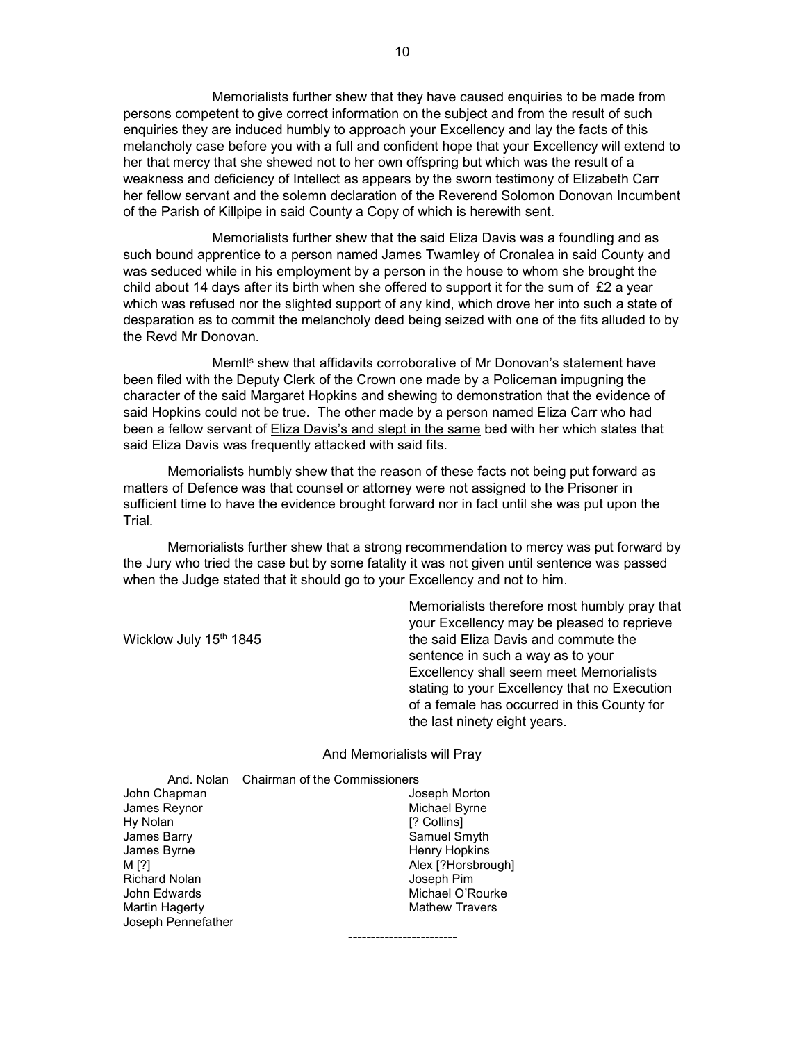Memorialists further shew that they have caused enquiries to be made from persons competent to give correct information on the subject and from the result of such enquiries they are induced humbly to approach your Excellency and lay the facts of this melancholy case before you with a full and confident hope that your Excellency will extend to her that mercy that she shewed not to her own offspring but which was the result of a weakness and deficiency of Intellect as appears by the sworn testimony of Elizabeth Carr her fellow servant and the solemn declaration of the Reverend Solomon Donovan Incumbent of the Parish of Killpipe in said County a Copy of which is herewith sent.

Memorialists further shew that the said Eliza Davis was a foundling and as such bound apprentice to a person named James Twamley of Cronalea in said County and was seduced while in his employment by a person in the house to whom she brought the child about 14 days after its birth when she offered to support it for the sum of £2 a year which was refused nor the slighted support of any kind, which drove her into such a state of desparation as to commit the melancholy deed being seized with one of the fits alluded to by the Revd Mr Donovan.

Memlt[s] shew that affidavits corroborative of Mr Donovan's statement have been filed with the Deputy Clerk of the Crown one made by a Policeman impugning the character of the said Margaret Hopkins and shewing to demonstration that the evidence of said Hopkins could not be true. The other made by a person named Eliza Carr who had been a fellow servant of <u>Eliza Davis's and slept in the same</u> bed with her which states that said Eliza Davis was frequently attacked with said fits.

Memorialists humbly shew that the reason of these facts not being put forward as matters of Defence was that counsel or attorney were not assigned to the Prisoner in sufficient time to have the evidence brought forward nor in fact until she was put upon the Trial.

Memorialists further shew that a strong recommendation to mercy was put forward by the Jury who tried the case but by some fatality it was not given until sentence was passed when the Judge stated that it should go to your Excellency and not to him.

Wicklow July 15th 1845

Memorialists therefore most humbly pray that your Excellency may be pleased to reprieve the said Eliza Davis and commute the sentence in such a way as to your Excellency shall seem meet Memorialists stating to your Excellency that no Execution of a female has occurred in this County for the last ninety eight years.

And Memorialists will Pray

And. Nolan Chairman of the Commissioners

| | |
|---|---|
| John Chapman | Joseph Morton |
| James Reynor | Michael Byrne |
| Hy Nolan | [? Collins] |
| James Barry | Samuel Smyth |
| James Byrne | Henry Hopkins |
| M [?] | Alex [?Horsbrough] |
| Richard Nolan | Joseph Pim |
| John Edwards | Michael O'Rourke |
| Martin Hagerty | Mathew Travers |
| Joseph Pennefather | |

------------------------